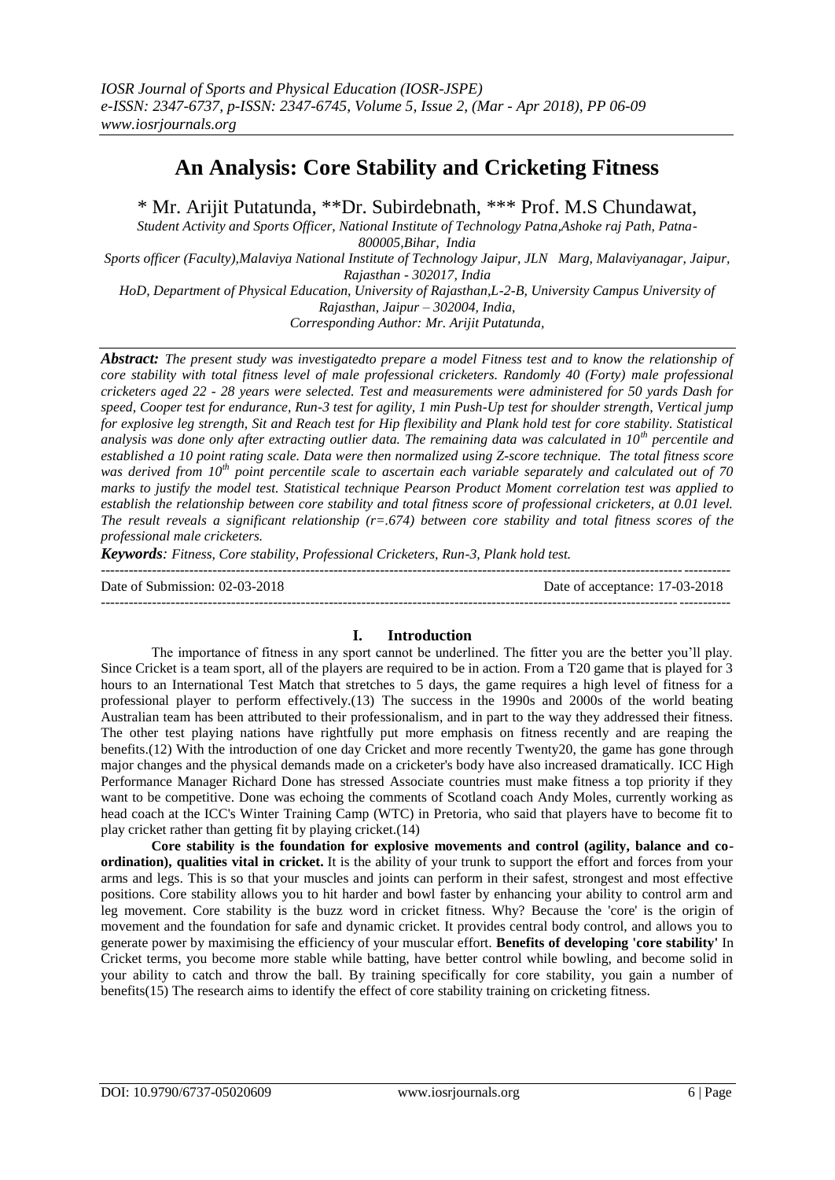# An Analysis: Core Stability and Cricketing Fitness

\* Mr. Arijit Putatunda, \*\*Dr. Subirdebnath, \*\*\* Prof. M.S Chundawat,

*Student Activity and Sports Officer, National Institute of Technology Patna,Ashoke raj Path, Patna-800005,Bihar, India*

*Sports officer (Faculty),Malaviya National Institute of Technology Jaipur, JLN Marg, Malaviyanagar, Jaipur, Rajasthan - 302017, India*

*HoD, Department of Physical Education, University of Rajasthan,L-2-B, University Campus University of Rajasthan, Jaipur – 302004, India,*

*Corresponding Author: Mr. Arijit Putatunda,*

***Abstract:*** *The present study was investigatedto prepare a model Fitness test and to know the relationship of core stability with total fitness level of male professional cricketers. Randomly 40 (Forty) male professional cricketers aged 22 - 28 years were selected. Test and measurements were administered for 50 yards Dash for speed, Cooper test for endurance, Run-3 test for agility, 1 min Push-Up test for shoulder strength, Vertical jump for explosive leg strength, Sit and Reach test for Hip flexibility and Plank hold test for core stability. Statistical analysis was done only after extracting outlier data. The remaining data was calculated in 10th percentile and established a 10 point rating scale. Data were then normalized using Z-score technique. The total fitness score was derived from 10th point percentile scale to ascertain each variable separately and calculated out of 70 marks to justify the model test. Statistical technique Pearson Product Moment correlation test was applied to establish the relationship between core stability and total fitness score of professional cricketers, at 0.01 level. The result reveals a significant relationship (r=.674) between core stability and total fitness scores of the professional male cricketers.*

***Keywords****: Fitness, Core stability, Professional Cricketers, Run-3, Plank hold test.*

---

Date of Submission: 02-03-2018 Date of acceptance: 17-03-2018

---

## I. Introduction

The importance of fitness in any sport cannot be underlined. The fitter you are the better you'll play. Since Cricket is a team sport, all of the players are required to be in action. From a T20 game that is played for 3 hours to an International Test Match that stretches to 5 days, the game requires a high level of fitness for a professional player to perform effectively.(13) The success in the 1990s and 2000s of the world beating Australian team has been attributed to their professionalism, and in part to the way they addressed their fitness. The other test playing nations have rightfully put more emphasis on fitness recently and are reaping the benefits.(12) With the introduction of one day Cricket and more recently Twenty20, the game has gone through major changes and the physical demands made on a cricketer's body have also increased dramatically. ICC High Performance Manager Richard Done has stressed Associate countries must make fitness a top priority if they want to be competitive. Done was echoing the comments of Scotland coach Andy Moles, currently working as head coach at the ICC's Winter Training Camp (WTC) in Pretoria, who said that players have to become fit to play cricket rather than getting fit by playing cricket.(14)

**Core stability is the foundation for explosive movements and control (agility, balance and co-ordination), qualities vital in cricket.** It is the ability of your trunk to support the effort and forces from your arms and legs. This is so that your muscles and joints can perform in their safest, strongest and most effective positions. Core stability allows you to hit harder and bowl faster by enhancing your ability to control arm and leg movement. Core stability is the buzz word in cricket fitness. Why? Because the 'core' is the origin of movement and the foundation for safe and dynamic cricket. It provides central body control, and allows you to generate power by maximising the efficiency of your muscular effort. **Benefits of developing 'core stability'** In Cricket terms, you become more stable while batting, have better control while bowling, and become solid in your ability to catch and throw the ball. By training specifically for core stability, you gain a number of benefits(15) The research aims to identify the effect of core stability training on cricketing fitness.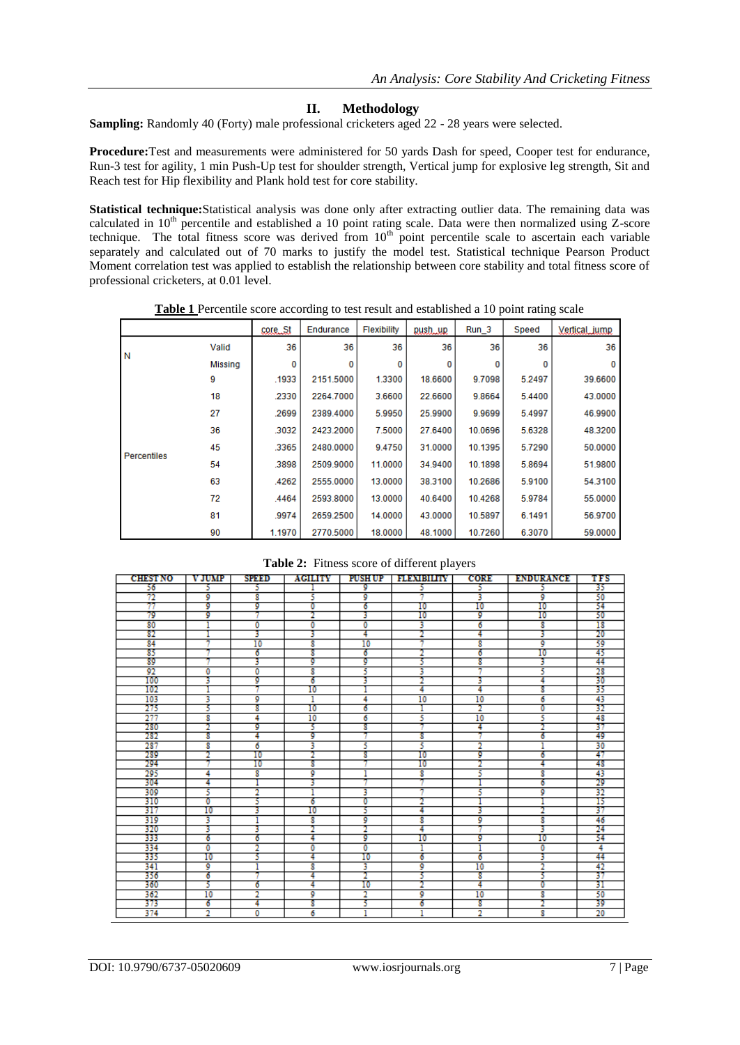## II. Methodology

**Sampling:** Randomly 40 (Forty) male professional cricketers aged 22 - 28 years were selected.

**Procedure:** Test and measurements were administered for 50 yards Dash for speed, Cooper test for endurance, Run-3 test for agility, 1 min Push-Up test for shoulder strength, Vertical jump for explosive leg strength, Sit and Reach test for Hip flexibility and Plank hold test for core stability.

**Statistical technique:** Statistical analysis was done only after extracting outlier data. The remaining data was calculated in 10th percentile and established a 10 point rating scale. Data were then normalized using Z-score technique. The total fitness score was derived from 10th point percentile scale to ascertain each variable separately and calculated out of 70 marks to justify the model test. Statistical technique Pearson Product Moment correlation test was applied to establish the relationship between core stability and total fitness score of professional cricketers, at 0.01 level.

**Table 1** Percentile score according to test result and established a 10 point rating scale

| | | core_St | Endurance | Flexibility | push_up | Run_3 | Speed | Vertical_jump |
|---|---|---|---|---|---|---|---|---|
| N | Valid | 36 | 36 | 36 | 36 | 36 | 36 | 36 |
| | Missing | 0 | 0 | 0 | 0 | 0 | 0 | 0 |
| Percentiles | 9 | .1933 | 2151.5000 | 1.3300 | 18.6600 | 9.7098 | 5.2497 | 39.6600 |
| | 18 | .2330 | 2264.7000 | 3.6600 | 22.6600 | 9.8664 | 5.4400 | 43.0000 |
| | 27 | .2699 | 2389.4000 | 5.9950 | 25.9900 | 9.9699 | 5.4997 | 46.9900 |
| | 36 | .3032 | 2423.2000 | 7.5000 | 27.6400 | 10.0696 | 5.6328 | 48.3200 |
| | 45 | .3365 | 2480.0000 | 9.4750 | 31.0000 | 10.1395 | 5.7290 | 50.0000 |
| | 54 | .3898 | 2509.9000 | 11.0000 | 34.9400 | 10.1898 | 5.8694 | 51.9800 |
| | 63 | .4262 | 2555.0000 | 13.0000 | 38.3100 | 10.2686 | 5.9100 | 54.3100 |
| | 72 | .4464 | 2593.8000 | 13.0000 | 40.6400 | 10.4268 | 5.9784 | 55.0000 |
| | 81 | .9974 | 2659.2500 | 14.0000 | 43.0000 | 10.5897 | 6.1491 | 56.9700 |
| | 90 | 1.1970 | 2770.5000 | 18.0000 | 48.1000 | 10.7260 | 6.3070 | 59.0000 |

**Table 2:** Fitness score of different players

| CHEST NO | V JUMP | SPEED | AGILITY | PUSH UP | FLEXIBILITY | CORE | ENDURANCE | TFS |
|---|---|---|---|---|---|---|---|---|
| 56 | 5 | 5 | 1 | 9 | 5 | 5 | 5 | 35 |
| 72 | 9 | 8 | 5 | 9 | 7 | 3 | 9 | 50 |
| 77 | 9 | 9 | 0 | 6 | 10 | 10 | 10 | 54 |
| 79 | 9 | 7 | 2 | 3 | 10 | 9 | 10 | 50 |
| 80 | 1 | 0 | 0 | 0 | 3 | 6 | 8 | 18 |
| 82 | 1 | 3 | 3 | 4 | 2 | 4 | 3 | 20 |
| 84 | 7 | 10 | 8 | 10 | 7 | 8 | 9 | 59 |
| 85 | 7 | 6 | 8 | 6 | 2 | 6 | 10 | 45 |
| 89 | 7 | 3 | 9 | 9 | 5 | 8 | 3 | 44 |
| 92 | 0 | 0 | 8 | 5 | 3 | 7 | 5 | 28 |
| 100 | 3 | 9 | 6 | 3 | 2 | 3 | 4 | 30 |
| 102 | 1 | 7 | 10 | 1 | 4 | 4 | 8 | 35 |
| 103 | 3 | 9 | 1 | 4 | 10 | 10 | 6 | 43 |
| 275 | 5 | 8 | 10 | 6 | 1 | 2 | 0 | 32 |
| 277 | 8 | 4 | 10 | 6 | 5 | 10 | 5 | 48 |
| 280 | 2 | 9 | 5 | 8 | 7 | 4 | 2 | 37 |
| 282 | 8 | 4 | 9 | 7 | 8 | 7 | 6 | 49 |
| 287 | 8 | 6 | 3 | 5 | 5 | 2 | 1 | 30 |
| 289 | 2 | 10 | 2 | 8 | 10 | 9 | 6 | 47 |
| 294 | 7 | 10 | 8 | 7 | 10 | 2 | 4 | 48 |
| 295 | 4 | 8 | 9 | 1 | 8 | 5 | 8 | 43 |
| 304 | 4 | 1 | 3 | 7 | 7 | 1 | 6 | 29 |
| 309 | 5 | 2 | 1 | 3 | 7 | 5 | 9 | 32 |
| 310 | 0 | 5 | 6 | 0 | 2 | 1 | 1 | 15 |
| 317 | 10 | 3 | 10 | 5 | 4 | 3 | 2 | 37 |
| 319 | 3 | 1 | 8 | 9 | 8 | 9 | 8 | 46 |
| 320 | 3 | 3 | 2 | 2 | 4 | 7 | 3 | 24 |
| 333 | 6 | 6 | 4 | 9 | 10 | 9 | 10 | 54 |
| 334 | 0 | 2 | 0 | 0 | 1 | 1 | 0 | 4 |
| 335 | 10 | 5 | 4 | 10 | 6 | 6 | 3 | 44 |
| 341 | 9 | 1 | 8 | 3 | 9 | 10 | 2 | 42 |
| 356 | 6 | 7 | 4 | 2 | 5 | 8 | 5 | 37 |
| 360 | 5 | 6 | 4 | 10 | 2 | 4 | 0 | 31 |
| 362 | 10 | 2 | 9 | 2 | 9 | 10 | 8 | 50 |
| 373 | 6 | 4 | 8 | 5 | 6 | 8 | 2 | 39 |
| 374 | 2 | 0 | 6 | 1 | 1 | 2 | 8 | 20 |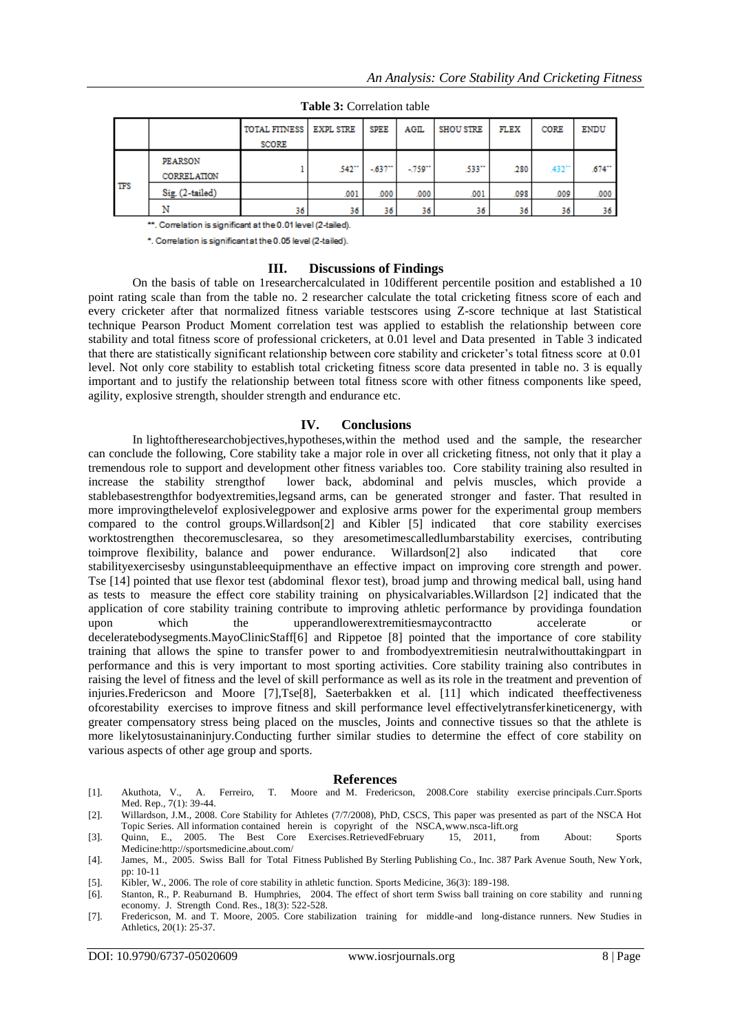**Table 3:** Correlation table

| | | TOTAL FITNESS SCORE | EXPL STRE | SPEE | AGIL | SHOU STRE | FLEX | CORE | ENDU |
|---|---|---|---|---|---|---|---|---|---|
| TFS | PEARSON CORRELATION | 1 | .542** | -.637** | -.759** | .533** | .280 | .432** | .674** |
| | Sig. (2-tailed) | | .001 | .000 | .000 | .001 | .098 | .009 | .000 |
| | N | 36 | 36 | 36 | 36 | 36 | 36 | 36 | 36 |

**. Correlation is significant at the 0.01 level (2-tailed).

*. Correlation is significant at the 0.05 level (2-tailed).

## III. Discussions of Findings

On the basis of table on 1researchercalculated in 10different percentile position and established a 10 point rating scale than from the table no. 2 researcher calculate the total cricketing fitness score of each and every cricketer after that normalized fitness variable testscores using Z-score technique at last Statistical technique Pearson Product Moment correlation test was applied to establish the relationship between core stability and total fitness score of professional cricketers, at 0.01 level and Data presented in Table 3 indicated that there are statistically significant relationship between core stability and cricketer's total fitness score at 0.01 level. Not only core stability to establish total cricketing fitness score data presented in table no. 3 is equally important and to justify the relationship between total fitness score with other fitness components like speed, agility, explosive strength, shoulder strength and endurance etc.

## IV. Conclusions

In lightoftheresearchobjectives,hypotheses,within the method used and the sample, the researcher can conclude the following, Core stability take a major role in over all cricketing fitness, not only that it play a tremendous role to support and development other fitness variables too. Core stability training also resulted in increase the stability strengthof lower back, abdominal and pelvis muscles, which provide a stablebasestrengthfor bodyextremities,legsand arms, can be generated stronger and faster. That resulted in more improvingthelevelof explosivelegpower and explosive arms power for the experimental group members compared to the control groups.Willardson[2] and Kibler [5] indicated that core stability exercises worktostrengthen thecoremusclesarea, so they aresometimescalledlumbarstability exercises, contributing toimprove flexibility, balance and power endurance. Willardson[2] also indicated that core stabilityexercisesby usingunstableequipmenthave an effective impact on improving core strength and power. Tse [14] pointed that use flexor test (abdominal flexor test), broad jump and throwing medical ball, using hand as tests to measure the effect core stability training on physicalvariables.Willardson [2] indicated that the application of core stability training contribute to improving athletic performance by providinga foundation upon which the upperandlowerextremitiesmaycontractto accelerate or deceleratebodysegments.MayoClinicStaff[6] and Rippetoe [8] pointed that the importance of core stability training that allows the spine to transfer power to and frombodyextremitiesin neutralwithouttakingpart in performance and this is very important to most sporting activities. Core stability training also contributes in raising the level of fitness and the level of skill performance as well as its role in the treatment and prevention of injuries.Fredericson and Moore [7],Tse[8], Saeterbakken et al. [11] which indicated theeffectiveness ofcorestability exercises to improve fitness and skill performance level effectivelytransferkineticenergy, with greater compensatory stress being placed on the muscles, Joints and connective tissues so that the athlete is more likelytosustainaninjury.Conducting further similar studies to determine the effect of core stability on various aspects of other age group and sports.

## References

[1]. Akuthota, V., A. Ferreiro, T. Moore and M. Fredericson, 2008.Core stability exercise principals.Curr.Sports Med. Rep., 7(1): 39-44.

[2]. Willardson, J.M., 2008. Core Stability for Athletes (7/7/2008), PhD, CSCS, This paper was presented as part of the NSCA Hot Topic Series. All information contained herein is copyright of the NSCA,www.nsca-lift.org

[3]. Quinn, E., 2005. The Best Core Exercises.RetrievedFebruary 15, 2011, from About: Sports Medicine:http://sportsmedicine.about.com/

[4]. James, M., 2005. Swiss Ball for Total Fitness Published By Sterling Publishing Co., Inc. 387 Park Avenue South, New York, pp: 10-11

[5]. Kibler, W., 2006. The role of core stability in athletic function. Sports Medicine, 36(3): 189-198.

[6]. Stanton, R., P. Reaburnand B. Humphries, 2004. The effect of short term Swiss ball training on core stability and running economy. J. Strength Cond. Res., 18(3): 522-528.

[7]. Fredericson, M. and T. Moore, 2005. Core stabilization training for middle-and long-distance runners. New Studies in Athletics, 20(1): 25-37.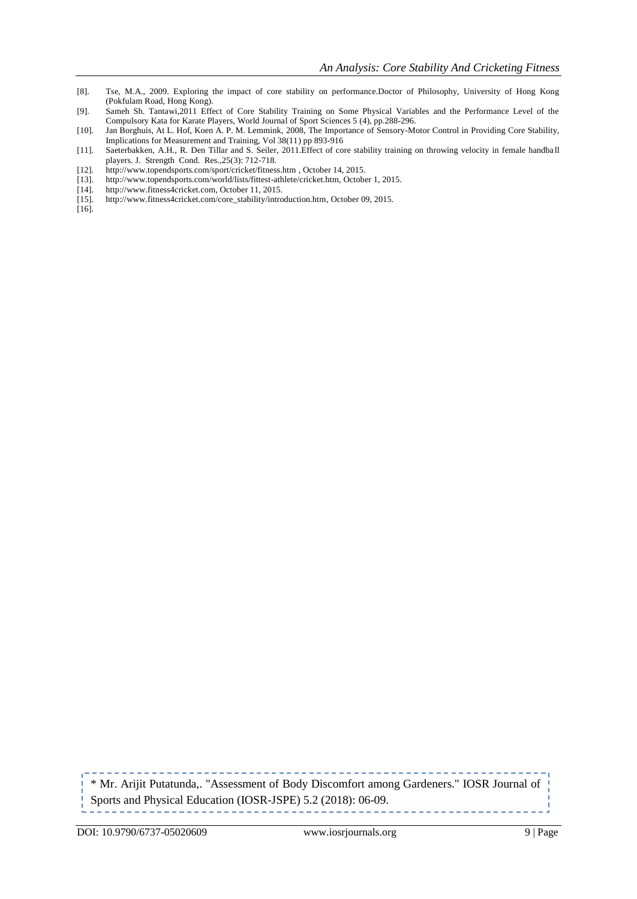[8]. Tse, M.A., 2009. Exploring the impact of core stability on performance.Doctor of Philosophy, University of Hong Kong (Pokfulam Road, Hong Kong).

[9]. Sameh Sh. Tantawi,2011 Effect of Core Stability Training on Some Physical Variables and the Performance Level of the Compulsory Kata for Karate Players, World Journal of Sport Sciences 5 (4), pp.288-296.

[10]. Jan Borghuis, At L. Hof, Koen A. P. M. Lemmink, 2008, The Importance of Sensory-Motor Control in Providing Core Stability, Implications for Measurement and Training, Vol 38(11) pp 893-916

[11]. Saeterbakken, A.H., R. Den Tillar and S. Seiler, 2011.Effect of core stability training on throwing velocity in female handball players. J. Strength Cond. Res.,25(3): 712-718.

[12]. http://www.topendsports.com/sport/cricket/fitness.htm , October 14, 2015.

[13]. http://www.topendsports.com/world/lists/fittest-athlete/cricket.htm, October 1, 2015.

[14]. http://www.fitness4cricket.com, October 11, 2015.

[15]. http://www.fitness4cricket.com/core_stability/introduction.htm, October 09, 2015.

[16].

* Mr. Arijit Putatunda,. "Assessment of Body Discomfort among Gardeners." IOSR Journal of Sports and Physical Education (IOSR-JSPE) 5.2 (2018): 06-09.